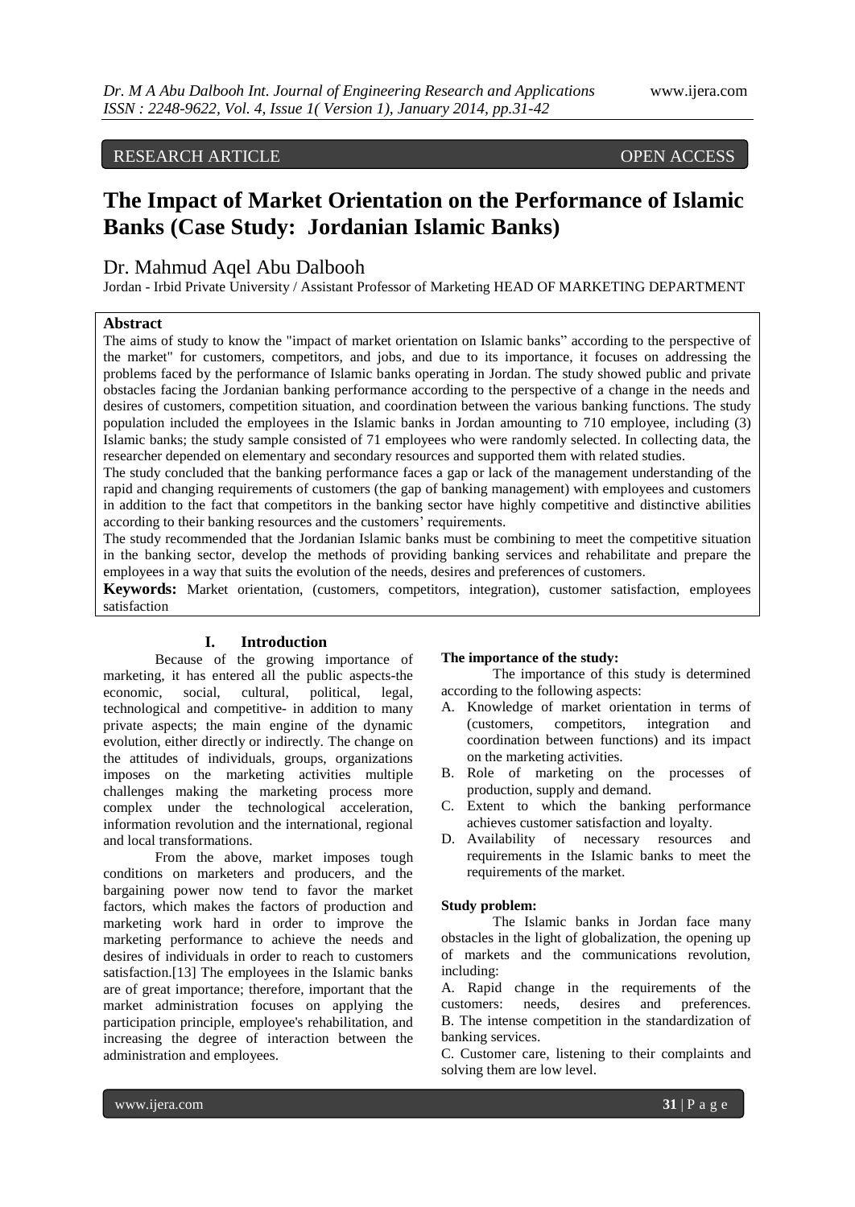RESEARCH ARTICLE OPEN ACCESS

# The Impact of Market Orientation on the Performance of Islamic Banks (Case Study: Jordanian Islamic Banks)

Dr. Mahmud Aqel Abu Dalbooh

Jordan - Irbid Private University / Assistant Professor of Marketing HEAD OF MARKETING DEPARTMENT

**Abstract**

The aims of study to know the "impact of market orientation on Islamic banks" according to the perspective of the market" for customers, competitors, and jobs, and due to its importance, it focuses on addressing the problems faced by the performance of Islamic banks operating in Jordan. The study showed public and private obstacles facing the Jordanian banking performance according to the perspective of a change in the needs and desires of customers, competition situation, and coordination between the various banking functions. The study population included the employees in the Islamic banks in Jordan amounting to 710 employee, including (3) Islamic banks; the study sample consisted of 71 employees who were randomly selected. In collecting data, the researcher depended on elementary and secondary resources and supported them with related studies.

The study concluded that the banking performance faces a gap or lack of the management understanding of the rapid and changing requirements of customers (the gap of banking management) with employees and customers in addition to the fact that competitors in the banking sector have highly competitive and distinctive abilities according to their banking resources and the customers' requirements.

The study recommended that the Jordanian Islamic banks must be combining to meet the competitive situation in the banking sector, develop the methods of providing banking services and rehabilitate and prepare the employees in a way that suits the evolution of the needs, desires and preferences of customers.

**Keywords:** Market orientation, (customers, competitors, integration), customer satisfaction, employees satisfaction

## I. Introduction

Because of the growing importance of marketing, it has entered all the public aspects-the economic, social, cultural, political, legal, technological and competitive- in addition to many private aspects; the main engine of the dynamic evolution, either directly or indirectly. The change on the attitudes of individuals, groups, organizations imposes on the marketing activities multiple challenges making the marketing process more complex under the technological acceleration, information revolution and the international, regional and local transformations.

From the above, market imposes tough conditions on marketers and producers, and the bargaining power now tend to favor the market factors, which makes the factors of production and marketing work hard in order to improve the marketing performance to achieve the needs and desires of individuals in order to reach to customers satisfaction.[13] The employees in the Islamic banks are of great importance; therefore, important that the market administration focuses on applying the participation principle, employee's rehabilitation, and increasing the degree of interaction between the administration and employees.

**The importance of the study:**

The importance of this study is determined according to the following aspects:

A. Knowledge of market orientation in terms of (customers, competitors, integration and coordination between functions) and its impact on the marketing activities.
B. Role of marketing on the processes of production, supply and demand.
C. Extent to which the banking performance achieves customer satisfaction and loyalty.
D. Availability of necessary resources and requirements in the Islamic banks to meet the requirements of the market.

**Study problem:**

The Islamic banks in Jordan face many obstacles in the light of globalization, the opening up of markets and the communications revolution, including:

A. Rapid change in the requirements of the customers: needs, desires and preferences.
B. The intense competition in the standardization of banking services.
C. Customer care, listening to their complaints and solving them are low level.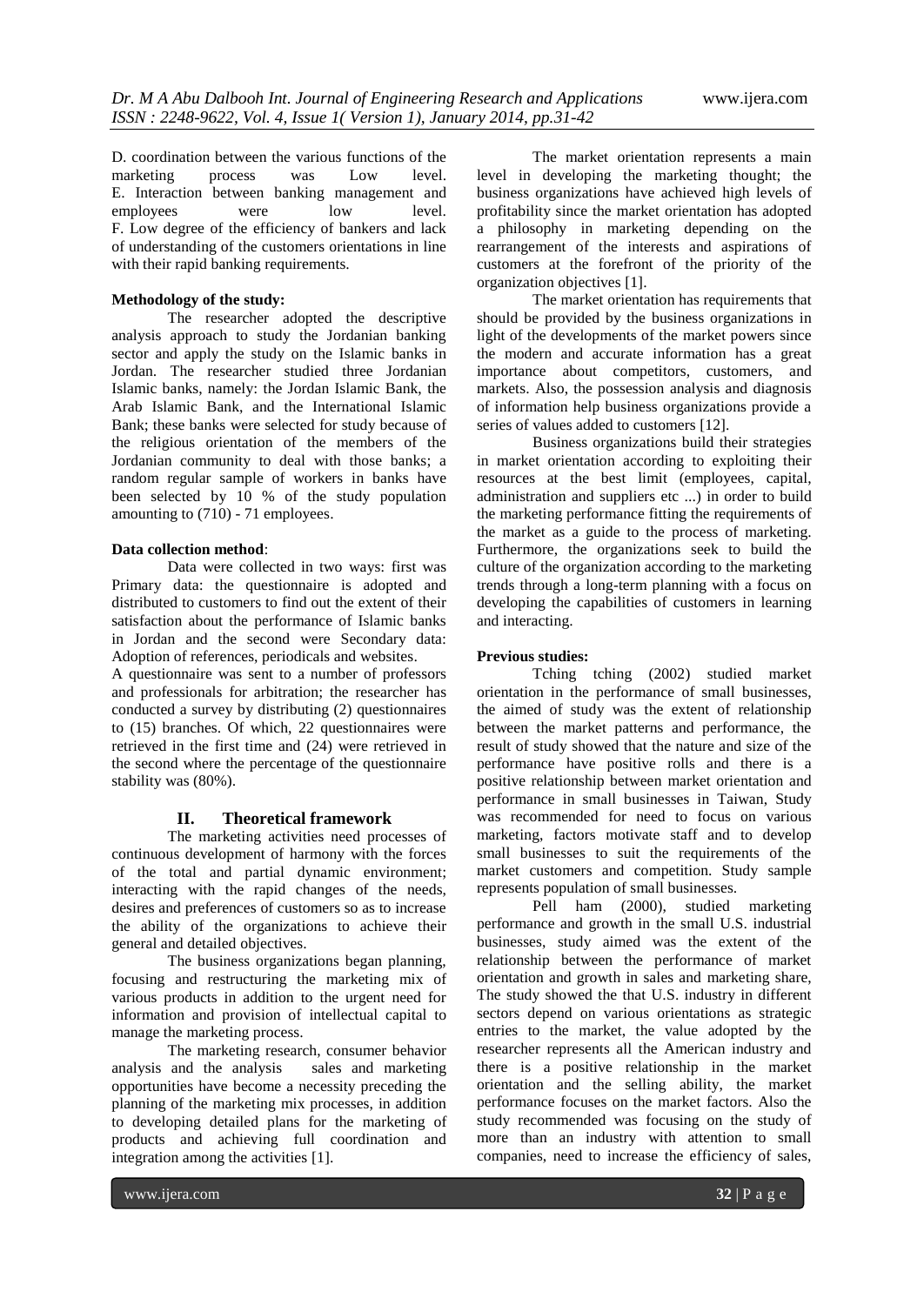D. coordination between the various functions of the marketing process was Low level.
E. Interaction between banking management and employees were low level.
F. Low degree of the efficiency of bankers and lack of understanding of the customers orientations in line with their rapid banking requirements.

**Methodology of the study:**

The researcher adopted the descriptive analysis approach to study the Jordanian banking sector and apply the study on the Islamic banks in Jordan. The researcher studied three Jordanian Islamic banks, namely: the Jordan Islamic Bank, the Arab Islamic Bank, and the International Islamic Bank; these banks were selected for study because of the religious orientation of the members of the Jordanian community to deal with those banks; a random regular sample of workers in banks have been selected by 10 % of the study population amounting to (710) - 71 employees.

**Data collection method**:

Data were collected in two ways: first was Primary data: the questionnaire is adopted and distributed to customers to find out the extent of their satisfaction about the performance of Islamic banks in Jordan and the second were Secondary data: Adoption of references, periodicals and websites.
A questionnaire was sent to a number of professors and professionals for arbitration; the researcher has conducted a survey by distributing (2) questionnaires to (15) branches. Of which, 22 questionnaires were retrieved in the first time and (24) were retrieved in the second where the percentage of the questionnaire stability was (80%).

## II. Theoretical framework

The marketing activities need processes of continuous development of harmony with the forces of the total and partial dynamic environment; interacting with the rapid changes of the needs, desires and preferences of customers so as to increase the ability of the organizations to achieve their general and detailed objectives.

The business organizations began planning, focusing and restructuring the marketing mix of various products in addition to the urgent need for information and provision of intellectual capital to manage the marketing process.

The marketing research, consumer behavior analysis and the analysis sales and marketing opportunities have become a necessity preceding the planning of the marketing mix processes, in addition to developing detailed plans for the marketing of products and achieving full coordination and integration among the activities [1].

The market orientation represents a main level in developing the marketing thought; the business organizations have achieved high levels of profitability since the market orientation has adopted a philosophy in marketing depending on the rearrangement of the interests and aspirations of customers at the forefront of the priority of the organization objectives [1].

The market orientation has requirements that should be provided by the business organizations in light of the developments of the market powers since the modern and accurate information has a great importance about competitors, customers, and markets. Also, the possession analysis and diagnosis of information help business organizations provide a series of values added to customers [12].

Business organizations build their strategies in market orientation according to exploiting their resources at the best limit (employees, capital, administration and suppliers etc ...) in order to build the marketing performance fitting the requirements of the market as a guide to the process of marketing. Furthermore, the organizations seek to build the culture of the organization according to the marketing trends through a long-term planning with a focus on developing the capabilities of customers in learning and interacting.

**Previous studies:**

Tching tching (2002) studied market orientation in the performance of small businesses, the aimed of study was the extent of relationship between the market patterns and performance, the result of study showed that the nature and size of the performance have positive rolls and there is a positive relationship between market orientation and performance in small businesses in Taiwan, Study was recommended for need to focus on various marketing, factors motivate staff and to develop small businesses to suit the requirements of the market customers and competition. Study sample represents population of small businesses.

Pell ham (2000), studied marketing performance and growth in the small U.S. industrial businesses, study aimed was the extent of the relationship between the performance of market orientation and growth in sales and marketing share, The study showed the that U.S. industry in different sectors depend on various orientations as strategic entries to the market, the value adopted by the researcher represents all the American industry and there is a positive relationship in the market orientation and the selling ability, the market performance focuses on the market factors. Also the study recommended was focusing on the study of more than an industry with attention to small companies, need to increase the efficiency of sales,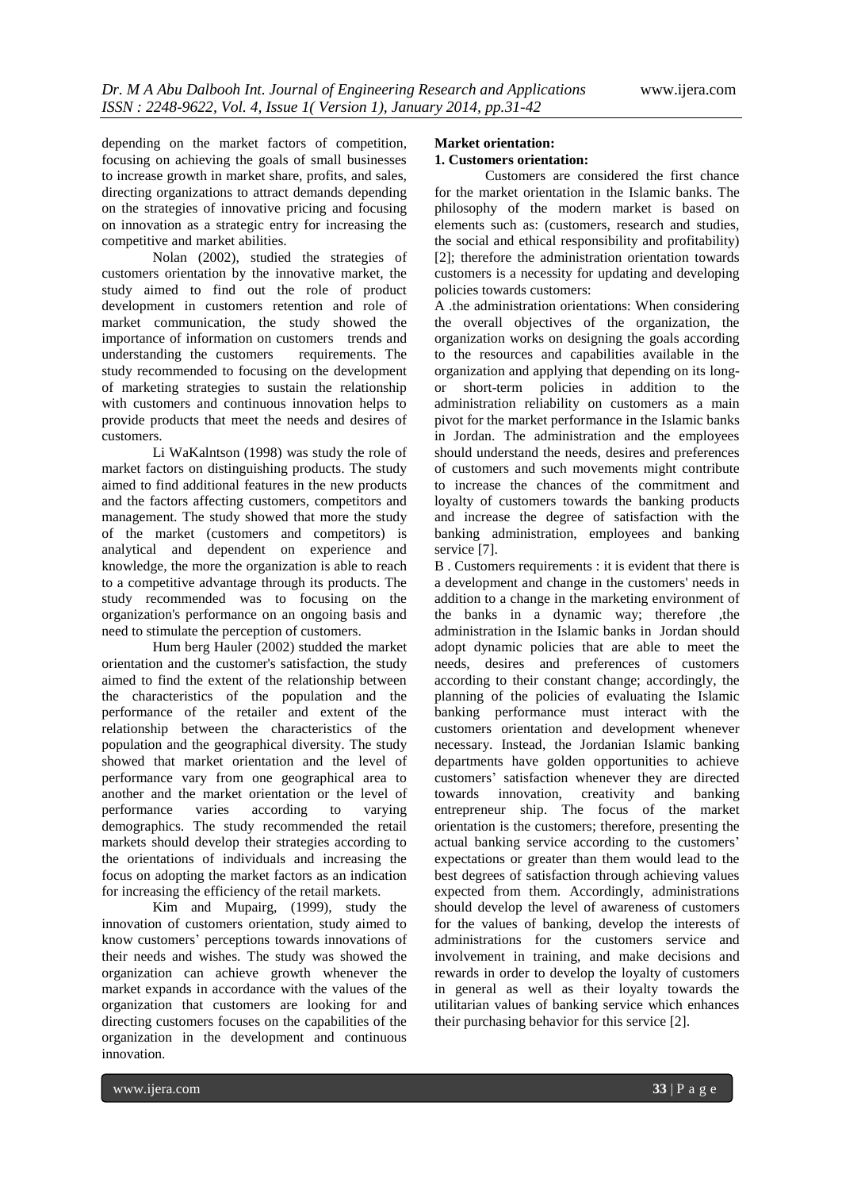depending on the market factors of competition, focusing on achieving the goals of small businesses to increase growth in market share, profits, and sales, directing organizations to attract demands depending on the strategies of innovative pricing and focusing on innovation as a strategic entry for increasing the competitive and market abilities.

Nolan (2002), studied the strategies of customers orientation by the innovative market, the study aimed to find out the role of product development in customers retention and role of market communication, the study showed the importance of information on customers trends and understanding the customers requirements. The study recommended to focusing on the development of marketing strategies to sustain the relationship with customers and continuous innovation helps to provide products that meet the needs and desires of customers.

Li WaKalntson (1998) was study the role of market factors on distinguishing products. The study aimed to find additional features in the new products and the factors affecting customers, competitors and management. The study showed that more the study of the market (customers and competitors) is analytical and dependent on experience and knowledge, the more the organization is able to reach to a competitive advantage through its products. The study recommended was to focusing on the organization's performance on an ongoing basis and need to stimulate the perception of customers.

Hum berg Hauler (2002) studded the market orientation and the customer's satisfaction, the study aimed to find the extent of the relationship between the characteristics of the population and the performance of the retailer and extent of the relationship between the characteristics of the population and the geographical diversity. The study showed that market orientation and the level of performance vary from one geographical area to another and the market orientation or the level of performance varies according to varying demographics. The study recommended the retail markets should develop their strategies according to the orientations of individuals and increasing the focus on adopting the market factors as an indication for increasing the efficiency of the retail markets.

Kim and Mupairg, (1999), study the innovation of customers orientation, study aimed to know customers' perceptions towards innovations of their needs and wishes. The study was showed the organization can achieve growth whenever the market expands in accordance with the values of the organization that customers are looking for and directing customers focuses on the capabilities of the organization in the development and continuous innovation.

**Market orientation:**

**1. Customers orientation:**

Customers are considered the first chance for the market orientation in the Islamic banks. The philosophy of the modern market is based on elements such as: (customers, research and studies, the social and ethical responsibility and profitability) [2]; therefore the administration orientation towards customers is a necessity for updating and developing policies towards customers:

A .the administration orientations: When considering the overall objectives of the organization, the organization works on designing the goals according to the resources and capabilities available in the organization and applying that depending on its long- or short-term policies in addition to the administration reliability on customers as a main pivot for the market performance in the Islamic banks in Jordan. The administration and the employees should understand the needs, desires and preferences of customers and such movements might contribute to increase the chances of the commitment and loyalty of customers towards the banking products and increase the degree of satisfaction with the banking administration, employees and banking service [7].

B . Customers requirements : it is evident that there is a development and change in the customers' needs in addition to a change in the marketing environment of the banks in a dynamic way; therefore ,the administration in the Islamic banks in Jordan should adopt dynamic policies that are able to meet the needs, desires and preferences of customers according to their constant change; accordingly, the planning of the policies of evaluating the Islamic banking performance must interact with the customers orientation and development whenever necessary. Instead, the Jordanian Islamic banking departments have golden opportunities to achieve customers' satisfaction whenever they are directed towards innovation, creativity and banking entrepreneur ship. The focus of the market orientation is the customers; therefore, presenting the actual banking service according to the customers' expectations or greater than them would lead to the best degrees of satisfaction through achieving values expected from them. Accordingly, administrations should develop the level of awareness of customers for the values of banking, develop the interests of administrations for the customers service and involvement in training, and make decisions and rewards in order to develop the loyalty of customers in general as well as their loyalty towards the utilitarian values of banking service which enhances their purchasing behavior for this service [2].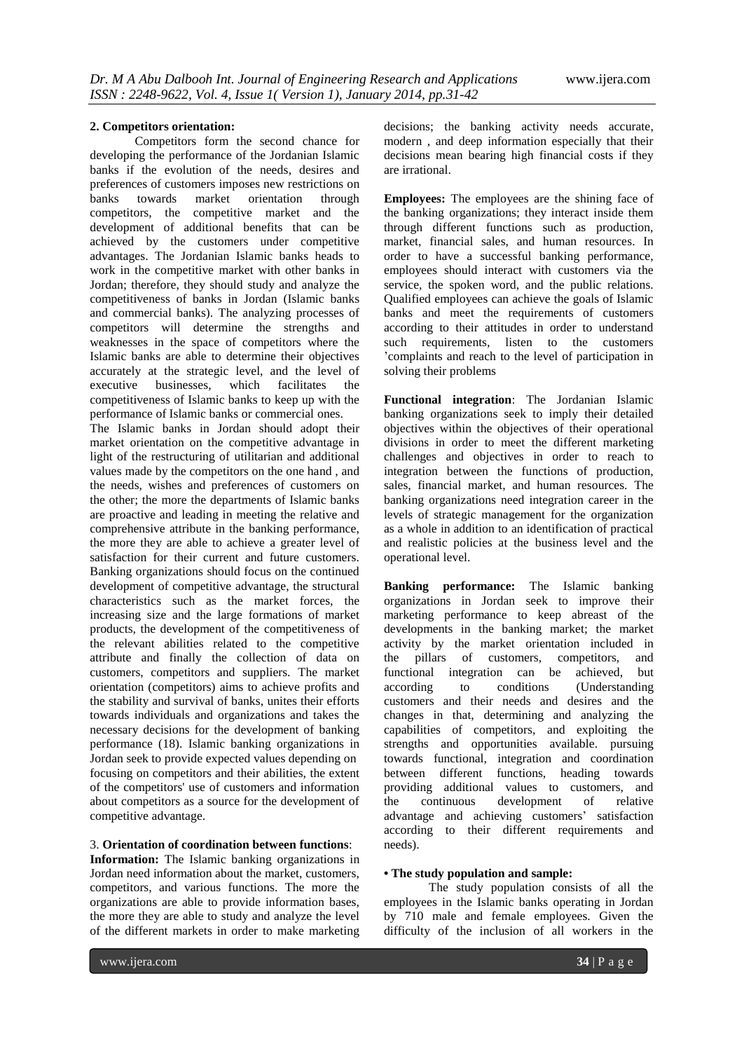**2. Competitors orientation:**

Competitors form the second chance for developing the performance of the Jordanian Islamic banks if the evolution of the needs, desires and preferences of customers imposes new restrictions on banks towards market orientation through competitors, the competitive market and the development of additional benefits that can be achieved by the customers under competitive advantages. The Jordanian Islamic banks heads to work in the competitive market with other banks in Jordan; therefore, they should study and analyze the competitiveness of banks in Jordan (Islamic banks and commercial banks). The analyzing processes of competitors will determine the strengths and weaknesses in the space of competitors where the Islamic banks are able to determine their objectives accurately at the strategic level, and the level of executive businesses, which facilitates the competitiveness of Islamic banks to keep up with the performance of Islamic banks or commercial ones.

The Islamic banks in Jordan should adopt their market orientation on the competitive advantage in light of the restructuring of utilitarian and additional values made by the competitors on the one hand , and the needs, wishes and preferences of customers on the other; the more the departments of Islamic banks are proactive and leading in meeting the relative and comprehensive attribute in the banking performance, the more they are able to achieve a greater level of satisfaction for their current and future customers. Banking organizations should focus on the continued development of competitive advantage, the structural characteristics such as the market forces, the increasing size and the large formations of market products, the development of the competitiveness of the relevant abilities related to the competitive attribute and finally the collection of data on customers, competitors and suppliers. The market orientation (competitors) aims to achieve profits and the stability and survival of banks, unites their efforts towards individuals and organizations and takes the necessary decisions for the development of banking performance (18). Islamic banking organizations in Jordan seek to provide expected values depending on focusing on competitors and their abilities, the extent of the competitors' use of customers and information about competitors as a source for the development of competitive advantage.

3. **Orientation of coordination between functions**:

**Information:** The Islamic banking organizations in Jordan need information about the market, customers, competitors, and various functions. The more the organizations are able to provide information bases, the more they are able to study and analyze the level of the different markets in order to make marketing decisions; the banking activity needs accurate, modern , and deep information especially that their decisions mean bearing high financial costs if they are irrational.

**Employees:** The employees are the shining face of the banking organizations; they interact inside them through different functions such as production, market, financial sales, and human resources. In order to have a successful banking performance, employees should interact with customers via the service, the spoken word, and the public relations. Qualified employees can achieve the goals of Islamic banks and meet the requirements of customers according to their attitudes in order to understand such requirements, listen to the customers 'complaints and reach to the level of participation in solving their problems

**Functional integration**: The Jordanian Islamic banking organizations seek to imply their detailed objectives within the objectives of their operational divisions in order to meet the different marketing challenges and objectives in order to reach to integration between the functions of production, sales, financial market, and human resources. The banking organizations need integration career in the levels of strategic management for the organization as a whole in addition to an identification of practical and realistic policies at the business level and the operational level.

**Banking performance:** The Islamic banking organizations in Jordan seek to improve their marketing performance to keep abreast of the developments in the banking market; the market activity by the market orientation included in the pillars of customers, competitors, and functional integration can be achieved, but according to conditions (Understanding customers and their needs and desires and the changes in that, determining and analyzing the capabilities of competitors, and exploiting the strengths and opportunities available. pursuing towards functional, integration and coordination between different functions, heading towards providing additional values to customers, and the continuous development of relative advantage and achieving customers' satisfaction according to their different requirements and needs).

**• The study population and sample:**

The study population consists of all the employees in the Islamic banks operating in Jordan by 710 male and female employees. Given the difficulty of the inclusion of all workers in the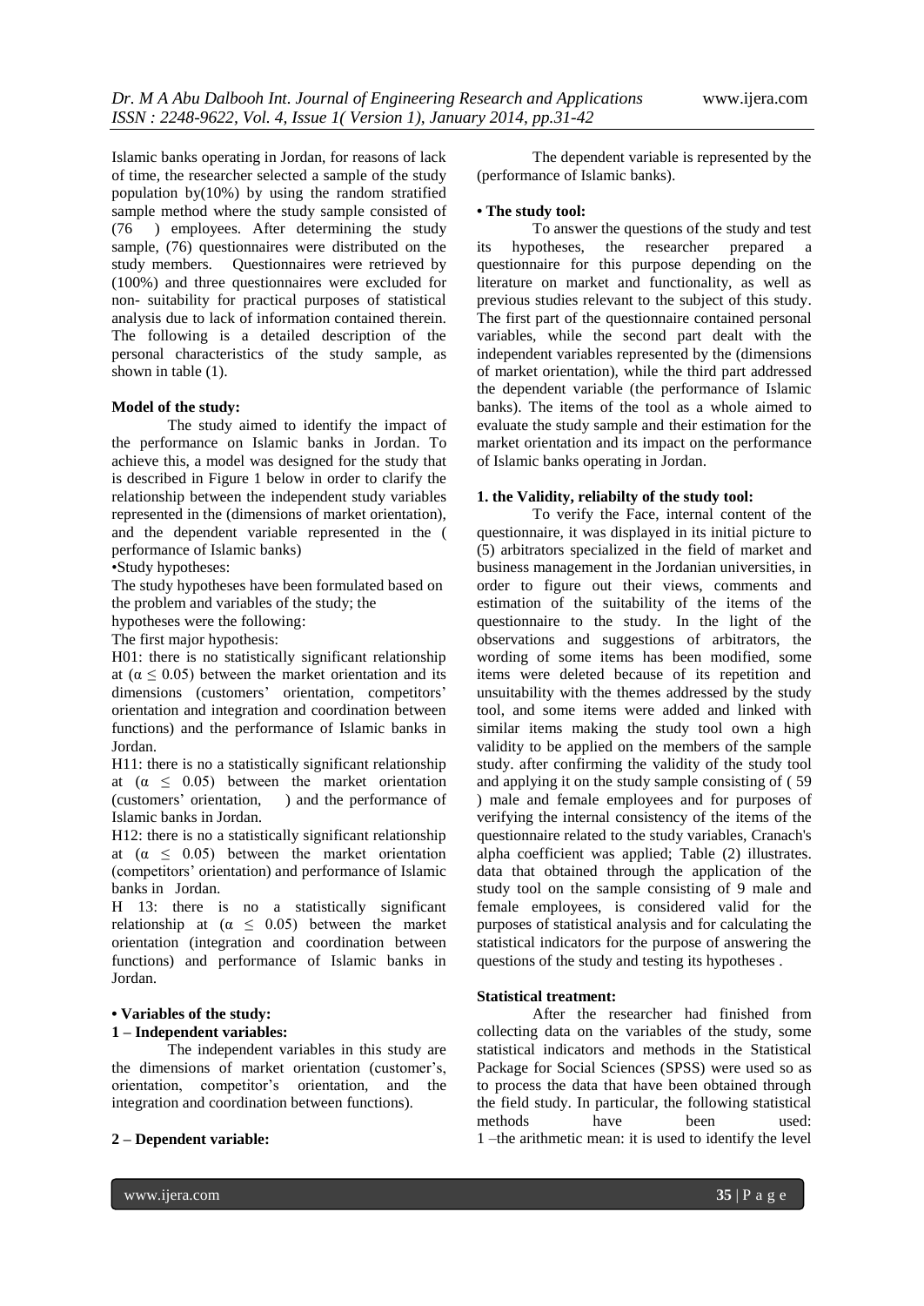Islamic banks operating in Jordan, for reasons of lack of time, the researcher selected a sample of the study population by(10%) by using the random stratified sample method where the study sample consisted of (76 ) employees. After determining the study sample, (76) questionnaires were distributed on the study members. Questionnaires were retrieved by (100%) and three questionnaires were excluded for non- suitability for practical purposes of statistical analysis due to lack of information contained therein. The following is a detailed description of the personal characteristics of the study sample, as shown in table (1).

**Model of the study:**

The study aimed to identify the impact of the performance on Islamic banks in Jordan. To achieve this, a model was designed for the study that is described in Figure 1 below in order to clarify the relationship between the independent study variables represented in the (dimensions of market orientation), and the dependent variable represented in the ( performance of Islamic banks)

•Study hypotheses:

The study hypotheses have been formulated based on the problem and variables of the study; the hypotheses were the following:

The first major hypothesis:

H01: there is no statistically significant relationship at ($\alpha \leq 0.05$) between the market orientation and its dimensions (customers' orientation, competitors' orientation and integration and coordination between functions) and the performance of Islamic banks in Jordan.

H11: there is no a statistically significant relationship at ($\alpha \leq 0.05$) between the market orientation (customers' orientation, ) and the performance of Islamic banks in Jordan.

H12: there is no a statistically significant relationship at ($\alpha \leq 0.05$) between the market orientation (competitors' orientation) and performance of Islamic banks in Jordan.

H 13: there is no a statistically significant relationship at ($\alpha \leq 0.05$) between the market orientation (integration and coordination between functions) and performance of Islamic banks in Jordan.

**• Variables of the study:**

**1 – Independent variables:**

The independent variables in this study are the dimensions of market orientation (customer's, orientation, competitor's orientation, and the integration and coordination between functions).

**2 – Dependent variable:**

The dependent variable is represented by the (performance of Islamic banks).

**• The study tool:**

To answer the questions of the study and test its hypotheses, the researcher prepared a questionnaire for this purpose depending on the literature on market and functionality, as well as previous studies relevant to the subject of this study. The first part of the questionnaire contained personal variables, while the second part dealt with the independent variables represented by the (dimensions of market orientation), while the third part addressed the dependent variable (the performance of Islamic banks). The items of the tool as a whole aimed to evaluate the study sample and their estimation for the market orientation and its impact on the performance of Islamic banks operating in Jordan.

**1. the Validity, reliabilty of the study tool:**

To verify the Face, internal content of the questionnaire, it was displayed in its initial picture to (5) arbitrators specialized in the field of market and business management in the Jordanian universities, in order to figure out their views, comments and estimation of the suitability of the items of the questionnaire to the study. In the light of the observations and suggestions of arbitrators, the wording of some items has been modified, some items were deleted because of its repetition and unsuitability with the themes addressed by the study tool, and some items were added and linked with similar items making the study tool own a high validity to be applied on the members of the sample study. after confirming the validity of the study tool and applying it on the study sample consisting of ( 59 ) male and female employees and for purposes of verifying the internal consistency of the items of the questionnaire related to the study variables, Cranach's alpha coefficient was applied; Table (2) illustrates. data that obtained through the application of the study tool on the sample consisting of 9 male and female employees, is considered valid for the purposes of statistical analysis and for calculating the statistical indicators for the purpose of answering the questions of the study and testing its hypotheses .

**Statistical treatment:**

After the researcher had finished from collecting data on the variables of the study, some statistical indicators and methods in the Statistical Package for Social Sciences (SPSS) were used so as to process the data that have been obtained through the field study. In particular, the following statistical methods have been used:

1 –the arithmetic mean: it is used to identify the level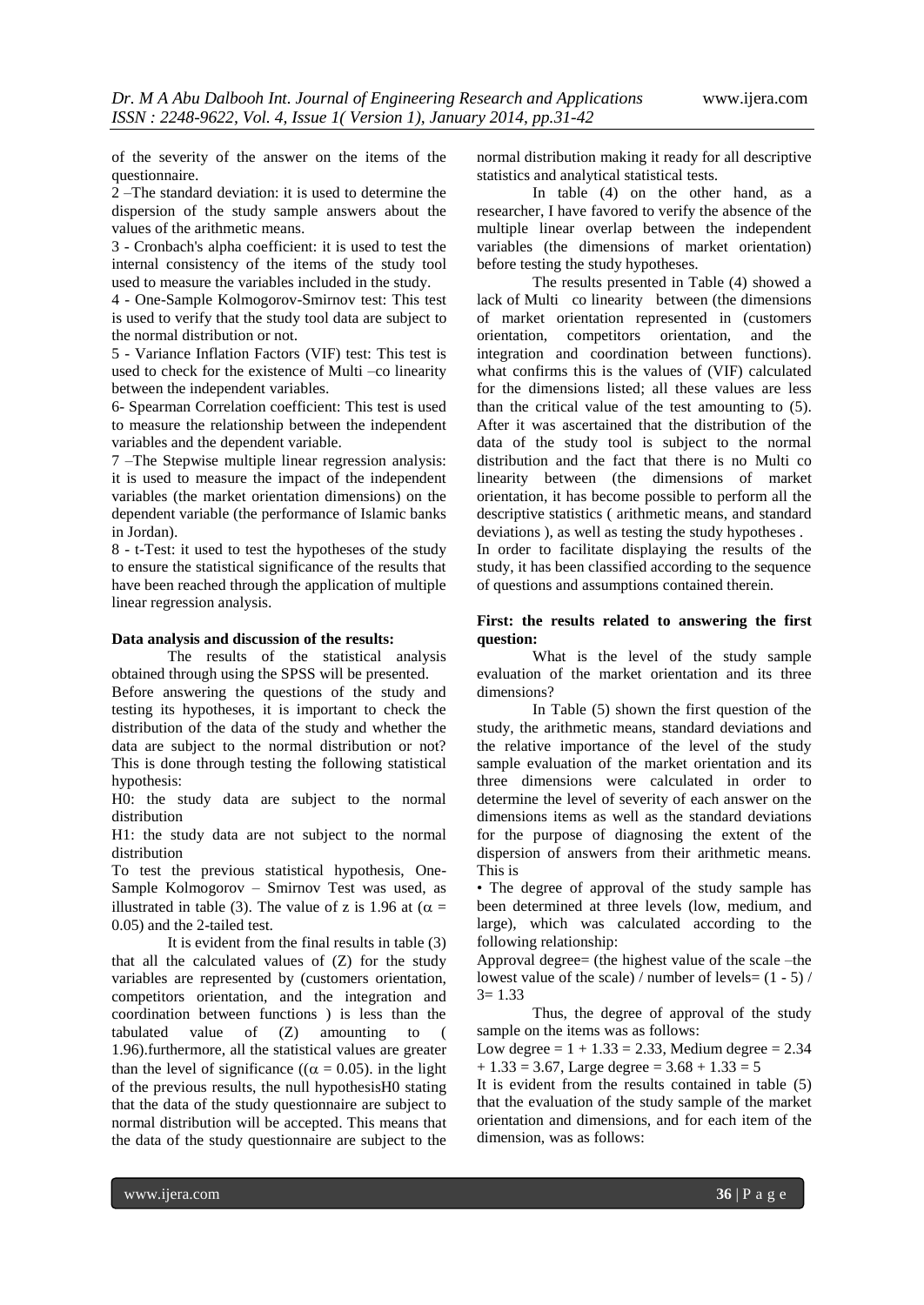of the severity of the answer on the items of the questionnaire.

2 –The standard deviation: it is used to determine the dispersion of the study sample answers about the values of the arithmetic means.

3 - Cronbach's alpha coefficient: it is used to test the internal consistency of the items of the study tool used to measure the variables included in the study.

4 - One-Sample Kolmogorov-Smirnov test: This test is used to verify that the study tool data are subject to the normal distribution or not.

5 - Variance Inflation Factors (VIF) test: This test is used to check for the existence of Multi –co linearity between the independent variables.

6- Spearman Correlation coefficient: This test is used to measure the relationship between the independent variables and the dependent variable.

7 –The Stepwise multiple linear regression analysis: it is used to measure the impact of the independent variables (the market orientation dimensions) on the dependent variable (the performance of Islamic banks in Jordan).

8 - t-Test: it used to test the hypotheses of the study to ensure the statistical significance of the results that have been reached through the application of multiple linear regression analysis.

**Data analysis and discussion of the results:**

The results of the statistical analysis obtained through using the SPSS will be presented.

Before answering the questions of the study and testing its hypotheses, it is important to check the distribution of the data of the study and whether the data are subject to the normal distribution or not? This is done through testing the following statistical hypothesis:

H0: the study data are subject to the normal distribution

H1: the study data are not subject to the normal distribution

To test the previous statistical hypothesis, One-Sample Kolmogorov – Smirnov Test was used, as illustrated in table (3). The value of z is 1.96 at ($\alpha$ = 0.05) and the 2-tailed test.

It is evident from the final results in table (3) that all the calculated values of (Z) for the study variables are represented by (customers orientation, competitors orientation, and the integration and coordination between functions ) is less than the tabulated value of (Z) amounting to ( 1.96).furthermore, all the statistical values are greater than the level of significance (($\alpha$ = 0.05). in the light of the previous results, the null hypothesisH0 stating that the data of the study questionnaire are subject to normal distribution will be accepted. This means that the data of the study questionnaire are subject to the normal distribution making it ready for all descriptive statistics and analytical statistical tests.

In table (4) on the other hand, as a researcher, I have favored to verify the absence of the multiple linear overlap between the independent variables (the dimensions of market orientation) before testing the study hypotheses.

The results presented in Table (4) showed a lack of Multi co linearity between (the dimensions of market orientation represented in (customers orientation, competitors orientation, and the integration and coordination between functions). what confirms this is the values of (VIF) calculated for the dimensions listed; all these values are less than the critical value of the test amounting to (5). After it was ascertained that the distribution of the data of the study tool is subject to the normal distribution and the fact that there is no Multi co linearity between (the dimensions of market orientation, it has become possible to perform all the descriptive statistics ( arithmetic means, and standard deviations ), as well as testing the study hypotheses .

In order to facilitate displaying the results of the study, it has been classified according to the sequence of questions and assumptions contained therein.

**First: the results related to answering the first question:**

What is the level of the study sample evaluation of the market orientation and its three dimensions?

In Table (5) shown the first question of the study, the arithmetic means, standard deviations and the relative importance of the level of the study sample evaluation of the market orientation and its three dimensions were calculated in order to determine the level of severity of each answer on the dimensions items as well as the standard deviations for the purpose of diagnosing the extent of the dispersion of answers from their arithmetic means. This is

• The degree of approval of the study sample has been determined at three levels (low, medium, and large), which was calculated according to the following relationship:

Approval degree= (the highest value of the scale –the lowest value of the scale) / number of levels= (1 - 5) / 3= 1.33

Thus, the degree of approval of the study sample on the items was as follows:

Low degree = 1 + 1.33 = 2.33, Medium degree = 2.34 + 1.33 = 3.67, Large degree = 3.68 + 1.33 = 5

It is evident from the results contained in table (5) that the evaluation of the study sample of the market orientation and dimensions, and for each item of the dimension, was as follows: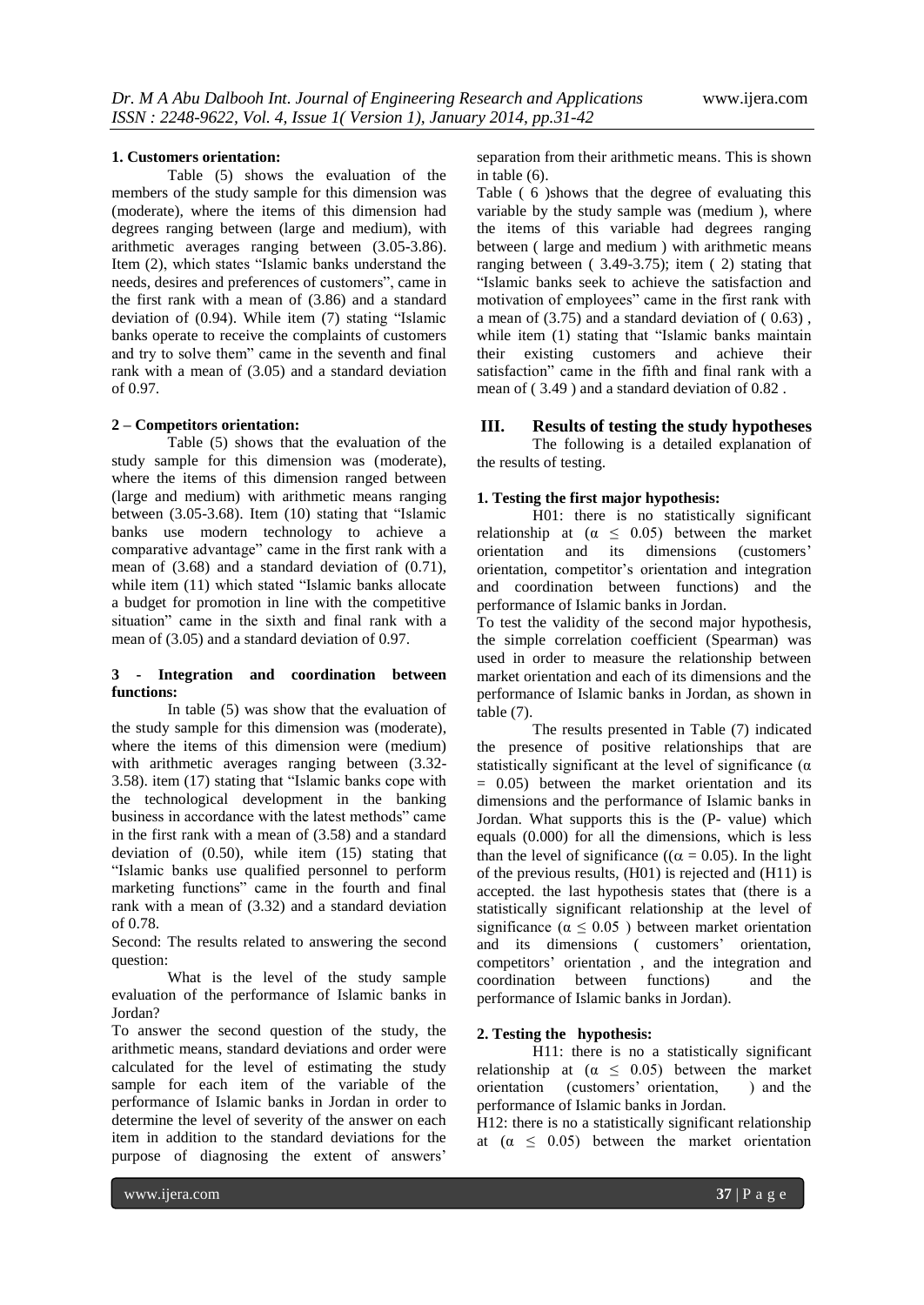**1. Customers orientation:**

Table (5) shows the evaluation of the members of the study sample for this dimension was (moderate), where the items of this dimension had degrees ranging between (large and medium), with arithmetic averages ranging between (3.05-3.86). Item (2), which states "Islamic banks understand the needs, desires and preferences of customers", came in the first rank with a mean of (3.86) and a standard deviation of (0.94). While item (7) stating "Islamic banks operate to receive the complaints of customers and try to solve them" came in the seventh and final rank with a mean of (3.05) and a standard deviation of 0.97.

**2 – Competitors orientation:**

Table (5) shows that the evaluation of the study sample for this dimension was (moderate), where the items of this dimension ranged between (large and medium) with arithmetic means ranging between (3.05-3.68). Item (10) stating that "Islamic banks use modern technology to achieve a comparative advantage" came in the first rank with a mean of (3.68) and a standard deviation of (0.71), while item (11) which stated "Islamic banks allocate a budget for promotion in line with the competitive situation" came in the sixth and final rank with a mean of (3.05) and a standard deviation of 0.97.

**3 - Integration and coordination between functions:**

In table (5) was show that the evaluation of the study sample for this dimension was (moderate), where the items of this dimension were (medium) with arithmetic averages ranging between (3.32-3.58). item (17) stating that "Islamic banks cope with the technological development in the banking business in accordance with the latest methods" came in the first rank with a mean of (3.58) and a standard deviation of (0.50), while item (15) stating that "Islamic banks use qualified personnel to perform marketing functions" came in the fourth and final rank with a mean of (3.32) and a standard deviation of 0.78.

Second: The results related to answering the second question:

What is the level of the study sample evaluation of the performance of Islamic banks in Jordan?

To answer the second question of the study, the arithmetic means, standard deviations and order were calculated for the level of estimating the study sample for each item of the variable of the performance of Islamic banks in Jordan in order to determine the level of severity of the answer on each item in addition to the standard deviations for the purpose of diagnosing the extent of answers' separation from their arithmetic means. This is shown in table (6).

Table ( 6 )shows that the degree of evaluating this variable by the study sample was (medium ), where the items of this variable had degrees ranging between ( large and medium ) with arithmetic means ranging between ( 3.49-3.75); item ( 2) stating that "Islamic banks seek to achieve the satisfaction and motivation of employees" came in the first rank with a mean of (3.75) and a standard deviation of ( 0.63) , while item (1) stating that "Islamic banks maintain their existing customers and achieve their satisfaction" came in the fifth and final rank with a mean of ( 3.49 ) and a standard deviation of 0.82 .

## III. Results of testing the study hypotheses

The following is a detailed explanation of the results of testing.

**1. Testing the first major hypothesis:**

H01: there is no statistically significant relationship at ($\alpha \leq 0.05$) between the market orientation and its dimensions (customers' orientation, competitor's orientation and integration and coordination between functions) and the performance of Islamic banks in Jordan.

To test the validity of the second major hypothesis, the simple correlation coefficient (Spearman) was used in order to measure the relationship between market orientation and each of its dimensions and the performance of Islamic banks in Jordan, as shown in table (7).

The results presented in Table (7) indicated the presence of positive relationships that are statistically significant at the level of significance ($\alpha = 0.05$) between the market orientation and its dimensions and the performance of Islamic banks in Jordan. What supports this is the (P- value) which equals (0.000) for all the dimensions, which is less than the level of significance (($\alpha = 0.05$). In the light of the previous results, (H01) is rejected and (H11) is accepted. the last hypothesis states that (there is a statistically significant relationship at the level of significance ($\alpha \leq 0.05$ ) between market orientation and its dimensions ( customers' orientation, competitors' orientation , and the integration and coordination between functions) and the performance of Islamic banks in Jordan).

**2. Testing the hypothesis:**

H11: there is no a statistically significant relationship at ($\alpha \leq 0.05$) between the market orientation (customers' orientation, ) and the performance of Islamic banks in Jordan.

H12: there is no a statistically significant relationship at ($\alpha \leq 0.05$) between the market orientation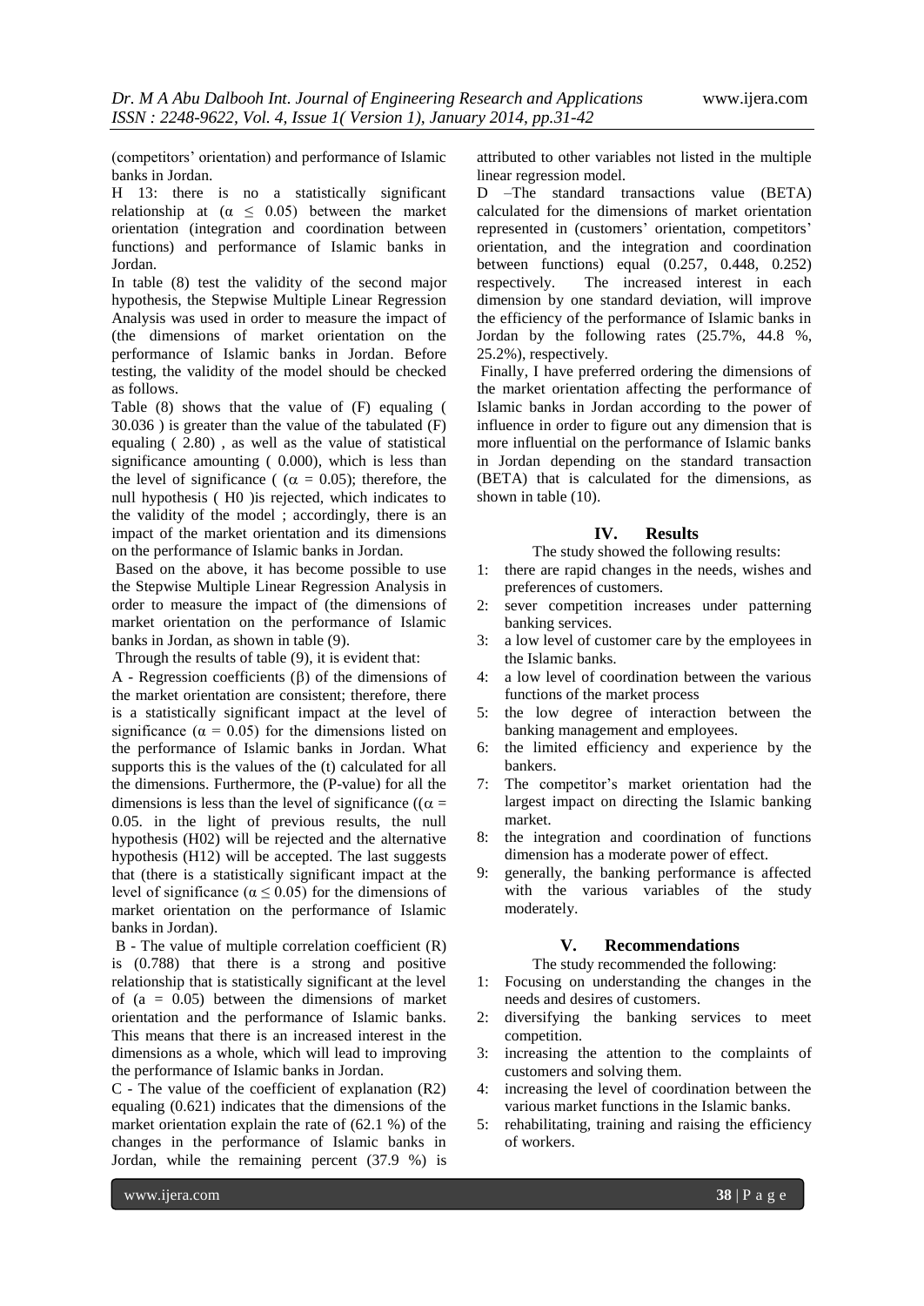(competitors' orientation) and performance of Islamic banks in Jordan.

H 13: there is no a statistically significant relationship at ($\alpha \leq 0.05$) between the market orientation (integration and coordination between functions) and performance of Islamic banks in Jordan.

In table (8) test the validity of the second major hypothesis, the Stepwise Multiple Linear Regression Analysis was used in order to measure the impact of (the dimensions of market orientation on the performance of Islamic banks in Jordan. Before testing, the validity of the model should be checked as follows.

Table (8) shows that the value of (F) equaling ( 30.036 ) is greater than the value of the tabulated (F) equaling ( 2.80) , as well as the value of statistical significance amounting ( 0.000), which is less than the level of significance ( ($\alpha = 0.05$); therefore, the null hypothesis ( H0 )is rejected, which indicates to the validity of the model ; accordingly, there is an impact of the market orientation and its dimensions on the performance of Islamic banks in Jordan.

Based on the above, it has become possible to use the Stepwise Multiple Linear Regression Analysis in order to measure the impact of (the dimensions of market orientation on the performance of Islamic banks in Jordan, as shown in table (9).

Through the results of table (9), it is evident that:

A - Regression coefficients ($\beta$) of the dimensions of the market orientation are consistent; therefore, there is a statistically significant impact at the level of significance ($\alpha = 0.05$) for the dimensions listed on the performance of Islamic banks in Jordan. What supports this is the values of the (t) calculated for all the dimensions. Furthermore, the (P-value) for all the dimensions is less than the level of significance (($\alpha$ = 0.05. in the light of previous results, the null hypothesis (H02) will be rejected and the alternative hypothesis (H12) will be accepted. The last suggests that (there is a statistically significant impact at the level of significance ($\alpha \leq 0.05$) for the dimensions of market orientation on the performance of Islamic banks in Jordan).

B - The value of multiple correlation coefficient (R) is (0.788) that there is a strong and positive relationship that is statistically significant at the level of (a = 0.05) between the dimensions of market orientation and the performance of Islamic banks. This means that there is an increased interest in the dimensions as a whole, which will lead to improving the performance of Islamic banks in Jordan.

C - The value of the coefficient of explanation (R2) equaling (0.621) indicates that the dimensions of the market orientation explain the rate of (62.1 %) of the changes in the performance of Islamic banks in Jordan, while the remaining percent (37.9 %) is attributed to other variables not listed in the multiple linear regression model.

D –The standard transactions value (BETA) calculated for the dimensions of market orientation represented in (customers' orientation, competitors' orientation, and the integration and coordination between functions) equal (0.257, 0.448, 0.252) respectively. The increased interest in each dimension by one standard deviation, will improve the efficiency of the performance of Islamic banks in Jordan by the following rates (25.7%, 44.8 %, 25.2%), respectively.

Finally, I have preferred ordering the dimensions of the market orientation affecting the performance of Islamic banks in Jordan according to the power of influence in order to figure out any dimension that is more influential on the performance of Islamic banks in Jordan depending on the standard transaction (BETA) that is calculated for the dimensions, as shown in table (10).

## IV. Results

The study showed the following results:

1: there are rapid changes in the needs, wishes and preferences of customers.
2: sever competition increases under patterning banking services.
3: a low level of customer care by the employees in the Islamic banks.
4: a low level of coordination between the various functions of the market process
5: the low degree of interaction between the banking management and employees.
6: the limited efficiency and experience by the bankers.
7: The competitor's market orientation had the largest impact on directing the Islamic banking market.
8: the integration and coordination of functions dimension has a moderate power of effect.
9: generally, the banking performance is affected with the various variables of the study moderately.

## V. Recommendations

The study recommended the following:

1: Focusing on understanding the changes in the needs and desires of customers.
2: diversifying the banking services to meet competition.
3: increasing the attention to the complaints of customers and solving them.
4: increasing the level of coordination between the various market functions in the Islamic banks.
5: rehabilitating, training and raising the efficiency of workers.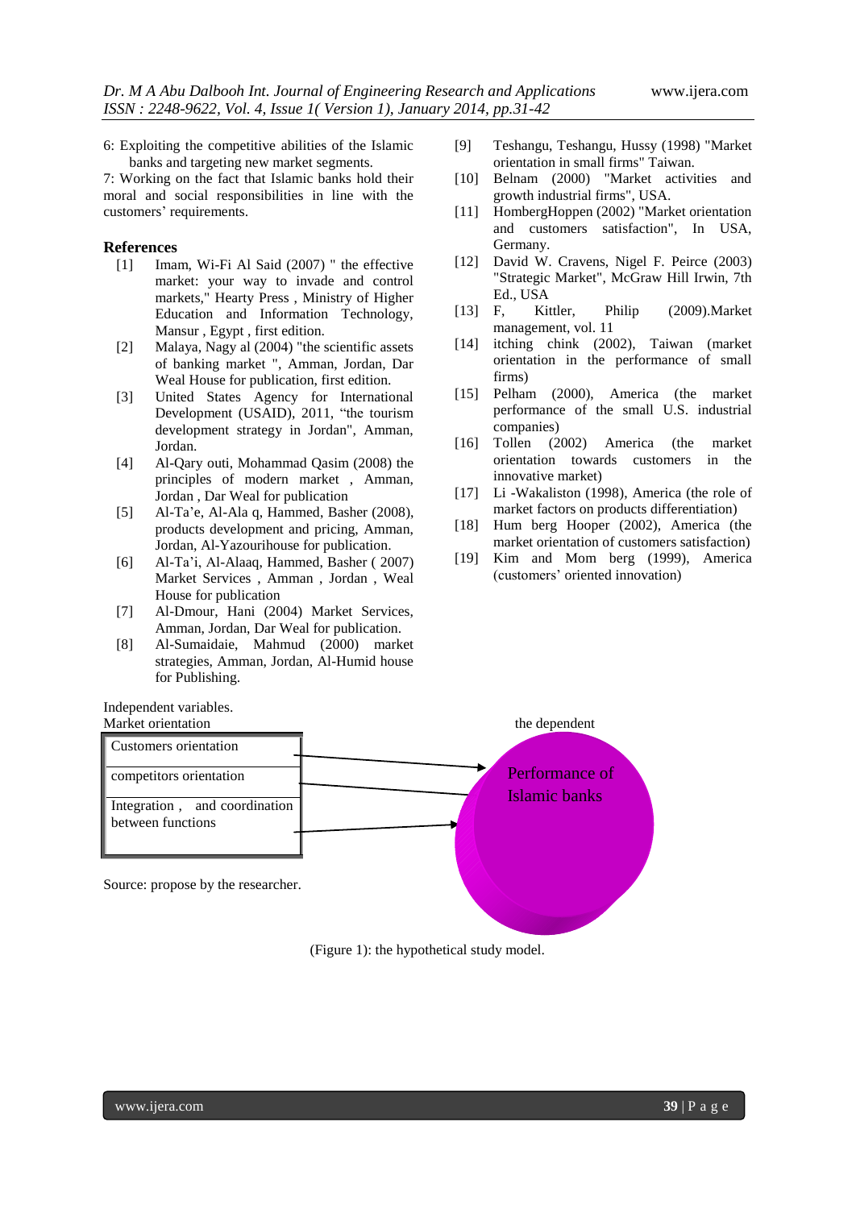6: Exploiting the competitive abilities of the Islamic banks and targeting new market segments.

7: Working on the fact that Islamic banks hold their moral and social responsibilities in line with the customers' requirements.

## References

[1] Imam, Wi-Fi Al Said (2007) " the effective market: your way to invade and control markets," Hearty Press , Ministry of Higher Education and Information Technology, Mansur , Egypt , first edition.

[2] Malaya, Nagy al (2004) "the scientific assets of banking market ", Amman, Jordan, Dar Weal House for publication, first edition.

[3] United States Agency for International Development (USAID), 2011, "the tourism development strategy in Jordan", Amman, Jordan.

[4] Al-Qary outi, Mohammad Qasim (2008) the principles of modern market , Amman, Jordan , Dar Weal for publication

[5] Al-Ta'e, Al-Ala q, Hammed, Basher (2008), products development and pricing, Amman, Jordan, Al-Yazourihouse for publication.

[6] Al-Ta'i, Al-Alaaq, Hammed, Basher ( 2007) Market Services , Amman , Jordan , Weal House for publication

[7] Al-Dmour, Hani (2004) Market Services, Amman, Jordan, Dar Weal for publication.

[8] Al-Sumaidaie, Mahmud (2000) market strategies, Amman, Jordan, Al-Humid house for Publishing.

[9] Teshangu, Teshangu, Hussy (1998) "Market orientation in small firms" Taiwan.

[10] Belnam (2000) "Market activities and growth industrial firms", USA.

[11] HombergHoppen (2002) "Market orientation and customers satisfaction", In USA, Germany.

[12] David W. Cravens, Nigel F. Peirce (2003) "Strategic Market", McGraw Hill Irwin, 7th Ed., USA

[13] F, Kittler, Philip (2009).Market management, vol. 11

[14] itching chink (2002), Taiwan (market orientation in the performance of small firms)

[15] Pelham (2000), America (the market performance of the small U.S. industrial companies)

[16] Tollen (2002) America (the market orientation towards customers in the innovative market)

[17] Li -Wakaliston (1998), America (the role of market factors on products differentiation)

[18] Hum berg Hooper (2002), America (the market orientation of customers satisfaction)

[19] Kim and Mom berg (1999), America (customers' oriented innovation)

Independent variables.
Market orientation

- Customers orientation
- competitors orientation
- Integration , and coordination between functions

the dependent

Performance of Islamic banks

Source: propose by the researcher.

(Figure 1): the hypothetical study model.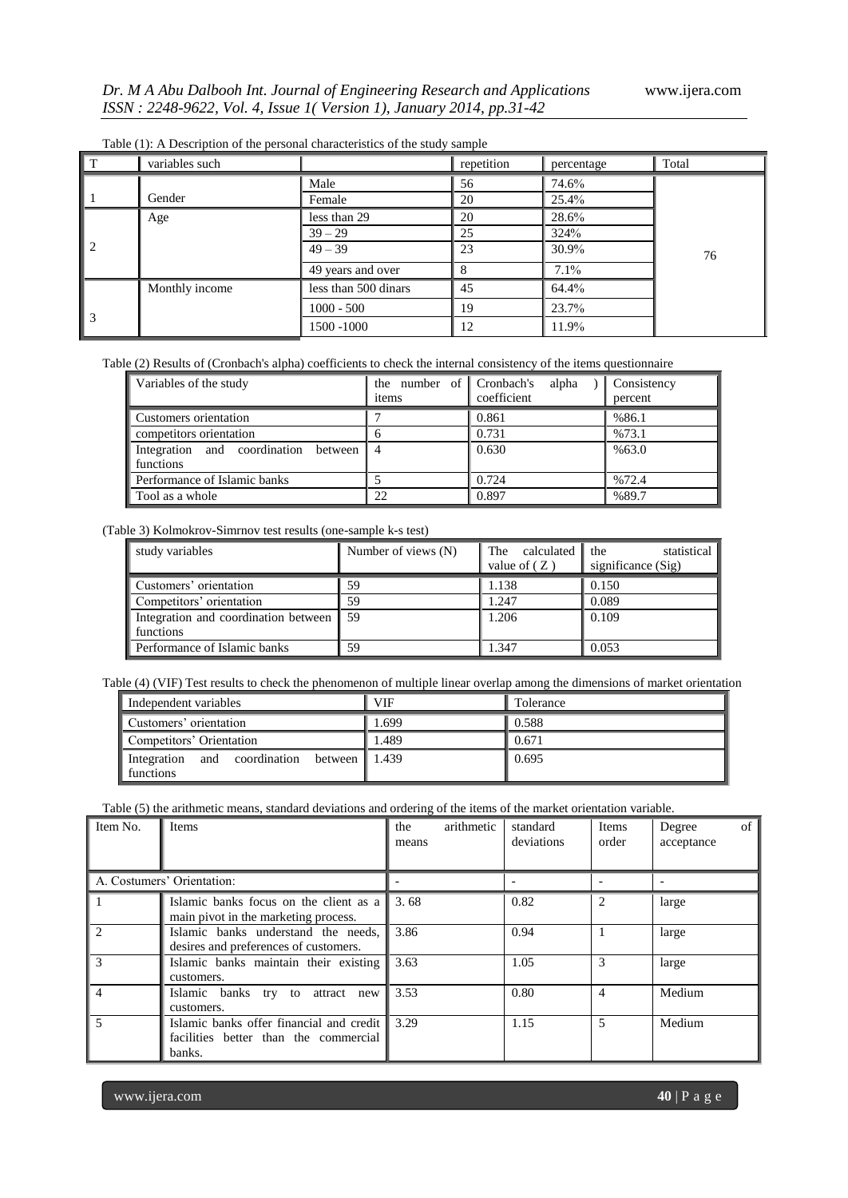Table (1): A Description of the personal characteristics of the study sample

| T | variables such | | repetition | percentage | Total |
|---|---|---|---|---|---|
| 1 | Gender | Male | 56 | 74.6% | 76 |
| | | Female | 20 | 25.4% | |
| 2 | Age | less than 29 | 20 | 28.6% | |
| | | 39 – 29 | 25 | 324% | |
| | | 49 – 39 | 23 | 30.9% | |
| | | 49 years and over | 8 | 7.1% | |
| 3 | Monthly income | less than 500 dinars | 45 | 64.4% | |
| | | 1000 - 500 | 19 | 23.7% | |
| | | 1500 -1000 | 12 | 11.9% | |

Table (2) Results of (Cronbach's alpha) coefficients to check the internal consistency of the items questionnaire

| Variables of the study | the number of items | Cronbach's alpha ) coefficient | Consistency percent |
|---|---|---|---|
| Customers orientation | 7 | 0.861 | %86.1 |
| competitors orientation | 6 | 0.731 | %73.1 |
| Integration and coordination between functions | 4 | 0.630 | %63.0 |
| Performance of Islamic banks | 5 | 0.724 | %72.4 |
| Tool as a whole | 22 | 0.897 | %89.7 |

(Table 3) Kolmokrov-Simrnov test results (one-sample k-s test)

| study variables | Number of views (N) | The calculated value of ( Z ) | the statistical significance (Sig) |
|---|---|---|---|
| Customers' orientation | 59 | 1.138 | 0.150 |
| Competitors' orientation | 59 | 1.247 | 0.089 |
| Integration and coordination between functions | 59 | 1.206 | 0.109 |
| Performance of Islamic banks | 59 | 1.347 | 0.053 |

Table (4) (VIF) Test results to check the phenomenon of multiple linear overlap among the dimensions of market orientation

| Independent variables | VIF | Tolerance |
|---|---|---|
| Customers' orientation | 1.699 | 0.588 |
| Competitors' Orientation | 1.489 | 0.671 |
| Integration and coordination between functions | 1.439 | 0.695 |

Table (5) the arithmetic means, standard deviations and ordering of the items of the market orientation variable.

| Item No. | Items | the arithmetic means | standard deviations | Items order | Degree of acceptance |
|---|---|---|---|---|---|
| A. Costumers' Orientation: | | - | - | - | - |
| 1 | Islamic banks focus on the client as a main pivot in the marketing process. | 3. 68 | 0.82 | 2 | large |
| 2 | Islamic banks understand the needs, desires and preferences of customers. | 3.86 | 0.94 | 1 | large |
| 3 | Islamic banks maintain their existing customers. | 3.63 | 1.05 | 3 | large |
| 4 | Islamic banks try to attract new customers. | 3.53 | 0.80 | 4 | Medium |
| 5 | Islamic banks offer financial and credit facilities better than the commercial banks. | 3.29 | 1.15 | 5 | Medium |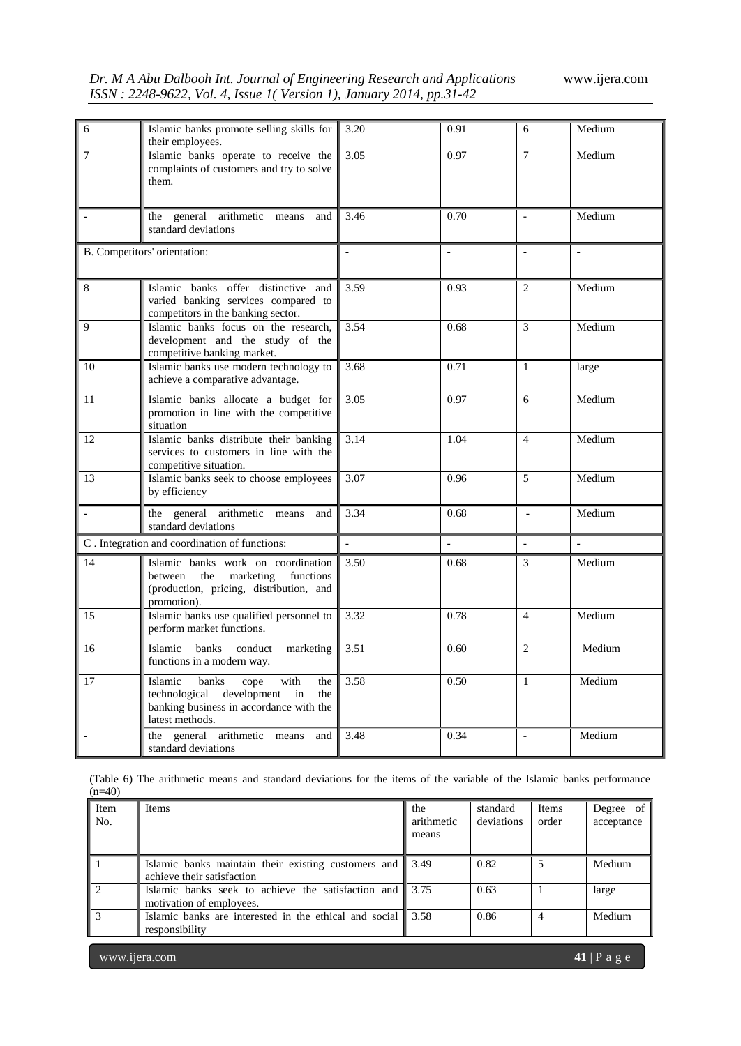| 6 | Islamic banks promote selling skills for their employees. | 3.20 | 0.91 | 6 | Medium |
|---|---|---|---|---|---|
| 7 | Islamic banks operate to receive the complaints of customers and try to solve them. | 3.05 | 0.97 | 7 | Medium |
| - | the general arithmetic means and standard deviations | 3.46 | 0.70 | - | Medium |
| B. Competitors' orientation: | | - | - | - | - |
| 8 | Islamic banks offer distinctive and varied banking services compared to competitors in the banking sector. | 3.59 | 0.93 | 2 | Medium |
| 9 | Islamic banks focus on the research, development and the study of the competitive banking market. | 3.54 | 0.68 | 3 | Medium |
| 10 | Islamic banks use modern technology to achieve a comparative advantage. | 3.68 | 0.71 | 1 | large |
| 11 | Islamic banks allocate a budget for promotion in line with the competitive situation | 3.05 | 0.97 | 6 | Medium |
| 12 | Islamic banks distribute their banking services to customers in line with the competitive situation. | 3.14 | 1.04 | 4 | Medium |
| 13 | Islamic banks seek to choose employees by efficiency | 3.07 | 0.96 | 5 | Medium |
| - | the general arithmetic means and standard deviations | 3.34 | 0.68 | - | Medium |
| C . Integration and coordination of functions: | | - | - | - | - |
| 14 | Islamic banks work on coordination between the marketing functions (production, pricing, distribution, and promotion). | 3.50 | 0.68 | 3 | Medium |
| 15 | Islamic banks use qualified personnel to perform market functions. | 3.32 | 0.78 | 4 | Medium |
| 16 | Islamic banks conduct marketing functions in a modern way. | 3.51 | 0.60 | 2 | Medium |
| 17 | Islamic banks cope with the technological development in the banking business in accordance with the latest methods. | 3.58 | 0.50 | 1 | Medium |
| - | the general arithmetic means and standard deviations | 3.48 | 0.34 | - | Medium |

(Table 6) The arithmetic means and standard deviations for the items of the variable of the Islamic banks performance (n=40)

| Item No. | Items | the arithmetic means | standard deviations | Items order | Degree of acceptance |
|---|---|---|---|---|---|
| 1 | Islamic banks maintain their existing customers and achieve their satisfaction | 3.49 | 0.82 | 5 | Medium |
| 2 | Islamic banks seek to achieve the satisfaction and motivation of employees. | 3.75 | 0.63 | 1 | large |
| 3 | Islamic banks are interested in the ethical and social responsibility | 3.58 | 0.86 | 4 | Medium |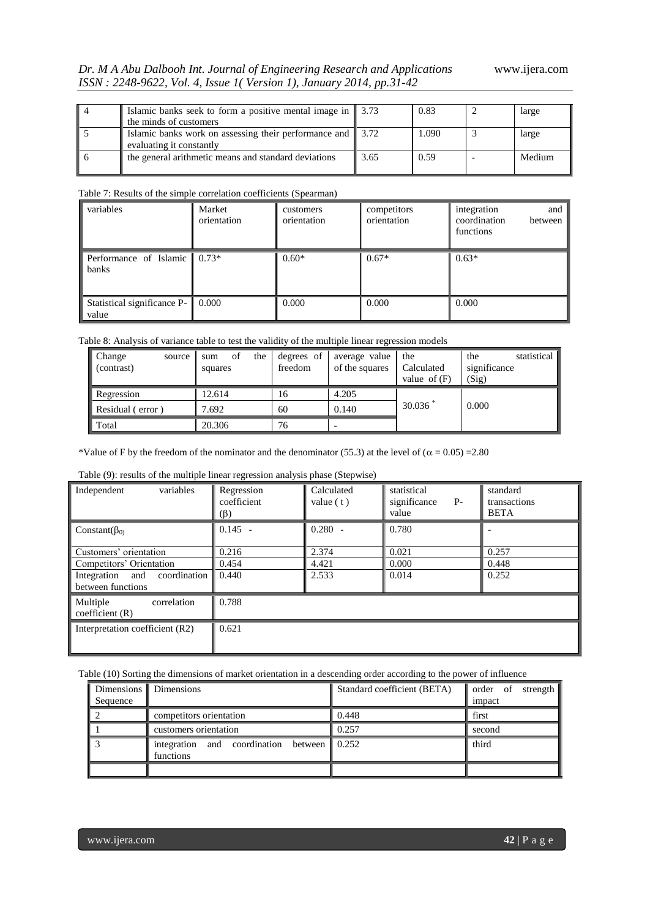| | | | | | |
|---|---|---|---|---|---|
| 4 | Islamic banks seek to form a positive mental image in the minds of customers | 3.73 | 0.83 | 2 | large |
| 5 | Islamic banks work on assessing their performance and evaluating it constantly | 3.72 | 1.090 | 3 | large |
| 6 | the general arithmetic means and standard deviations | 3.65 | 0.59 | - | Medium |

Table 7: Results of the simple correlation coefficients (Spearman)

| variables | Market orientation | customers orientation | competitors orientation | integration and coordination between functions |
|---|---|---|---|---|
| Performance of Islamic banks | 0.73* | 0.60* | 0.67* | 0.63* |
| Statistical significance P-value | 0.000 | 0.000 | 0.000 | 0.000 |

Table 8: Analysis of variance table to test the validity of the multiple linear regression models

| Change source (contrast) | sum of the squares | degrees of freedom | average value of the squares | the Calculated value of (F) | the statistical significance (Sig) |
|---|---|---|---|---|---|
| Regression | 12.614 | 16 | 4.205 | 30.036 * | 0.000 |
| Residual ( error ) | 7.692 | 60 | 0.140 | | |
| Total | 20.306 | 76 | - | | |

*Value of F by the freedom of the nominator and the denominator (55.3) at the level of ($\alpha = 0.05$) =2.80

Table (9): results of the multiple linear regression analysis phase (Stepwise)

| Independent variables | Regression coefficient ($\beta$) | Calculated value ( t ) | statistical significance P-value | standard transactions BETA |
|---|---|---|---|---|
| Constant($\beta_0$) | 0.145 - | 0.280 - | 0.780 | - |
| Customers' orientation | 0.216 | 2.374 | 0.021 | 0.257 |
| Competitors' Orientation | 0.454 | 4.421 | 0.000 | 0.448 |
| Integration and coordination between functions | 0.440 | 2.533 | 0.014 | 0.252 |
| Multiple correlation coefficient (R) | 0.788 | | | |
| Interpretation coefficient (R2) | 0.621 | | | |

Table (10) Sorting the dimensions of market orientation in a descending order according to the power of influence

| Dimensions Sequence | Dimensions | Standard coefficient (BETA) | order of strength impact |
|---|---|---|---|
| 2 | competitors orientation | 0.448 | first |
| 1 | customers orientation | 0.257 | second |
| 3 | integration and coordination between functions | 0.252 | third |
| | | | |